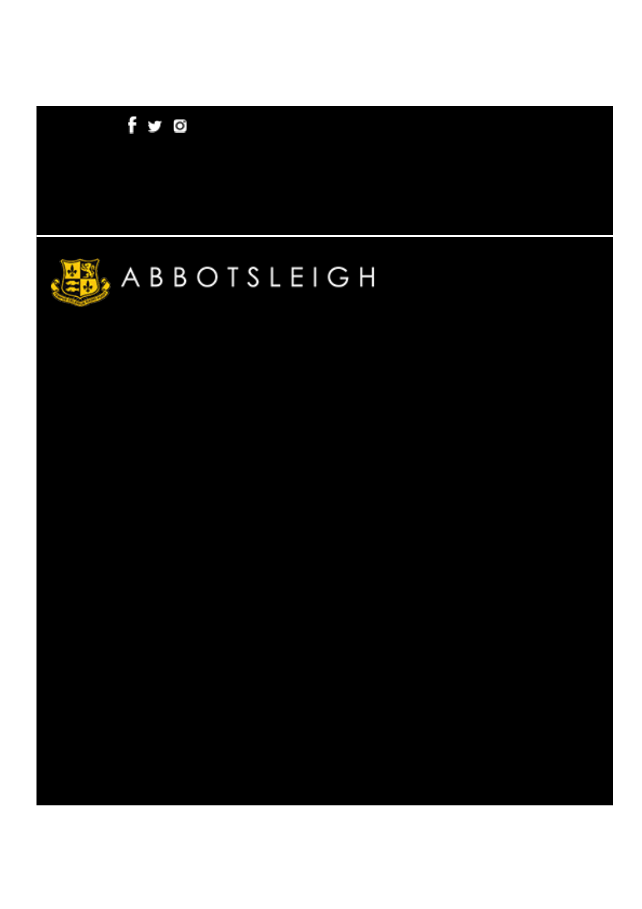ABBOTSLEIGH